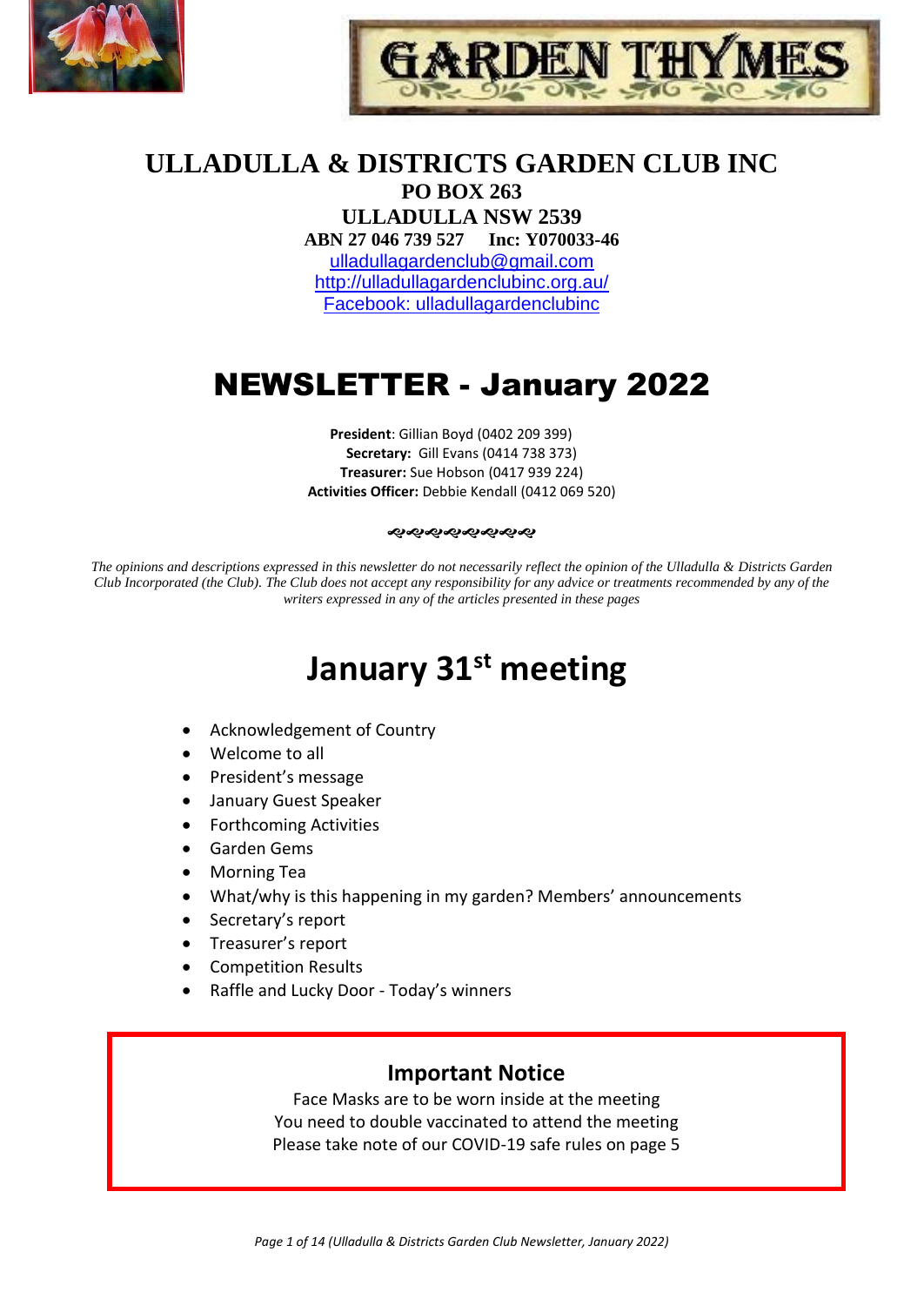GARDEN THYMES

# ULLADULLA & DISTRICTS GARDEN CLUB INC

**PO BOX 263**

**ULLADULLA NSW 2539**

**ABN 27 046 739 527 Inc: Y070033-46**

ulladullagardenclub@gmail.com

http://ulladullagardenclubinc.org.au/

Facebook: ulladullagardenclubinc

# NEWSLETTER - January 2022

**President**: Gillian Boyd (0402 209 399)
**Secretary:** Gill Evans (0414 738 373)
**Treasurer:** Sue Hobson (0417 939 224)
**Activities Officer:** Debbie Kendall (0412 069 520)

*The opinions and descriptions expressed in this newsletter do not necessarily reflect the opinion of the Ulladulla & Districts Garden Club Incorporated (the Club). The Club does not accept any responsibility for any advice or treatments recommended by any of the writers expressed in any of the articles presented in these pages*

# January 31st meeting

- Acknowledgement of Country
- Welcome to all
- President's message
- January Guest Speaker
- Forthcoming Activities
- Garden Gems
- Morning Tea
- What/why is this happening in my garden? Members' announcements
- Secretary's report
- Treasurer's report
- Competition Results
- Raffle and Lucky Door - Today's winners

## Important Notice

Face Masks are to be worn inside at the meeting
You need to double vaccinated to attend the meeting
Please take note of our COVID-19 safe rules on page 5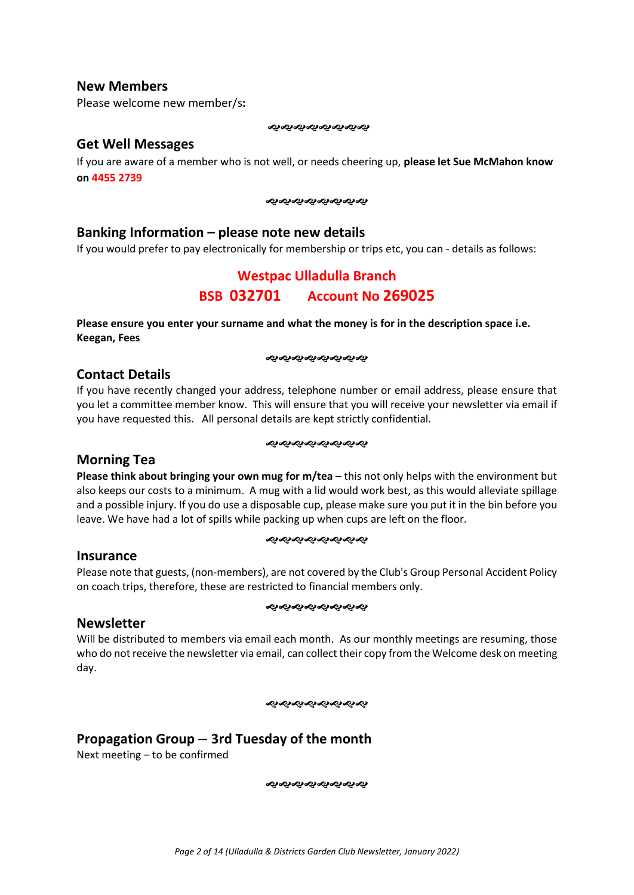## New Members

Please welcome new member/s**:**

ଌଌଌଌଌଌଌଌଌ

## Get Well Messages

If you are aware of a member who is not well, or needs cheering up, **please let Sue McMahon know on 4455 2739**

ଌଌଌଌଌଌଌଌଌ

## Banking Information – please note new details

If you would prefer to pay electronically for membership or trips etc, you can - details as follows:

**Westpac Ulladulla Branch**

**BSB 032701 Account No 269025**

**Please ensure you enter your surname and what the money is for in the description space i.e. Keegan, Fees**

ଌଌଌଌଌଌଌଌଌ

## Contact Details

If you have recently changed your address, telephone number or email address, please ensure that you let a committee member know. This will ensure that you will receive your newsletter via email if you have requested this. All personal details are kept strictly confidential.

ଌଌଌଌଌଌଌଌଌ

## Morning Tea

**Please think about bringing your own mug for m/tea** – this not only helps with the environment but also keeps our costs to a minimum. A mug with a lid would work best, as this would alleviate spillage and a possible injury. If you do use a disposable cup, please make sure you put it in the bin before you leave. We have had a lot of spills while packing up when cups are left on the floor.

ଌଌଌଌଌଌଌଌଌ

## Insurance

Please note that guests, (non-members), are not covered by the Club's Group Personal Accident Policy on coach trips, therefore, these are restricted to financial members only.

ଌଌଌଌଌଌଌଌଌ

## Newsletter

Will be distributed to members via email each month. As our monthly meetings are resuming, those who do not receive the newsletter via email, can collect their copy from the Welcome desk on meeting day.

ଌଌଌଌଌଌଌଌଌ

## Propagation Group – 3rd Tuesday of the month

Next meeting – to be confirmed

ଌଌଌଌଌଌଌଌଌ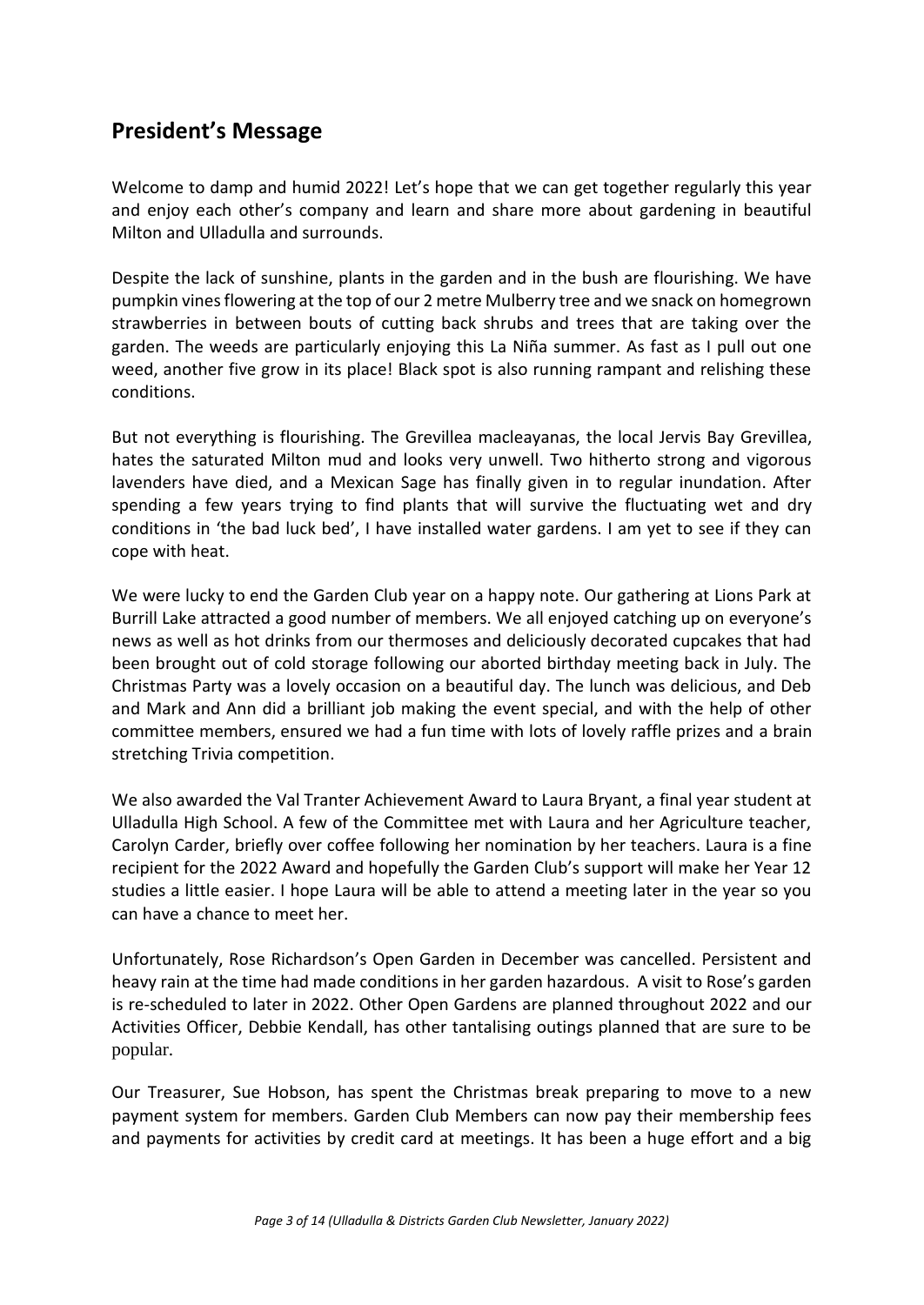## President's Message

Welcome to damp and humid 2022! Let's hope that we can get together regularly this year and enjoy each other's company and learn and share more about gardening in beautiful Milton and Ulladulla and surrounds.

Despite the lack of sunshine, plants in the garden and in the bush are flourishing. We have pumpkin vines flowering at the top of our 2 metre Mulberry tree and we snack on homegrown strawberries in between bouts of cutting back shrubs and trees that are taking over the garden. The weeds are particularly enjoying this La Niña summer. As fast as I pull out one weed, another five grow in its place! Black spot is also running rampant and relishing these conditions.

But not everything is flourishing. The Grevillea macleayanas, the local Jervis Bay Grevillea, hates the saturated Milton mud and looks very unwell. Two hitherto strong and vigorous lavenders have died, and a Mexican Sage has finally given in to regular inundation. After spending a few years trying to find plants that will survive the fluctuating wet and dry conditions in 'the bad luck bed', I have installed water gardens. I am yet to see if they can cope with heat.

We were lucky to end the Garden Club year on a happy note. Our gathering at Lions Park at Burrill Lake attracted a good number of members. We all enjoyed catching up on everyone's news as well as hot drinks from our thermoses and deliciously decorated cupcakes that had been brought out of cold storage following our aborted birthday meeting back in July. The Christmas Party was a lovely occasion on a beautiful day. The lunch was delicious, and Deb and Mark and Ann did a brilliant job making the event special, and with the help of other committee members, ensured we had a fun time with lots of lovely raffle prizes and a brain stretching Trivia competition.

We also awarded the Val Tranter Achievement Award to Laura Bryant, a final year student at Ulladulla High School. A few of the Committee met with Laura and her Agriculture teacher, Carolyn Carder, briefly over coffee following her nomination by her teachers. Laura is a fine recipient for the 2022 Award and hopefully the Garden Club's support will make her Year 12 studies a little easier. I hope Laura will be able to attend a meeting later in the year so you can have a chance to meet her.

Unfortunately, Rose Richardson's Open Garden in December was cancelled. Persistent and heavy rain at the time had made conditions in her garden hazardous. A visit to Rose's garden is re-scheduled to later in 2022. Other Open Gardens are planned throughout 2022 and our Activities Officer, Debbie Kendall, has other tantalising outings planned that are sure to be popular.

Our Treasurer, Sue Hobson, has spent the Christmas break preparing to move to a new payment system for members. Garden Club Members can now pay their membership fees and payments for activities by credit card at meetings. It has been a huge effort and a big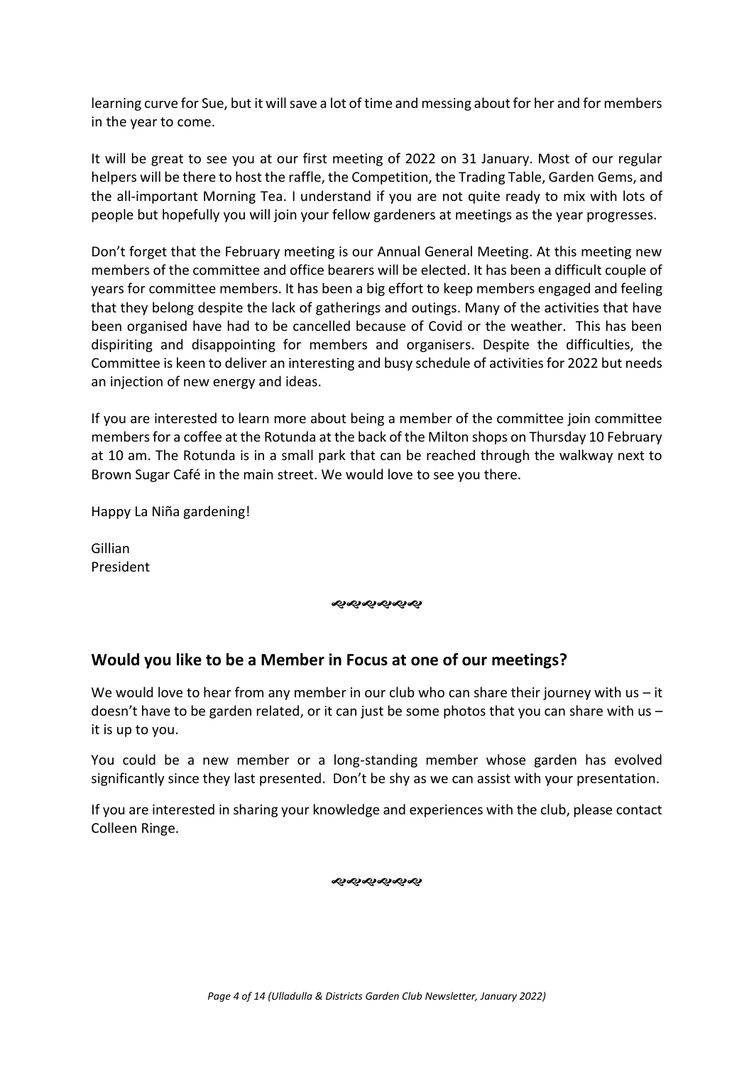learning curve for Sue, but it will save a lot of time and messing about for her and for members in the year to come.

It will be great to see you at our first meeting of 2022 on 31 January. Most of our regular helpers will be there to host the raffle, the Competition, the Trading Table, Garden Gems, and the all-important Morning Tea. I understand if you are not quite ready to mix with lots of people but hopefully you will join your fellow gardeners at meetings as the year progresses.

Don't forget that the February meeting is our Annual General Meeting. At this meeting new members of the committee and office bearers will be elected. It has been a difficult couple of years for committee members. It has been a big effort to keep members engaged and feeling that they belong despite the lack of gatherings and outings. Many of the activities that have been organised have had to be cancelled because of Covid or the weather. This has been dispiriting and disappointing for members and organisers. Despite the difficulties, the Committee is keen to deliver an interesting and busy schedule of activities for 2022 but needs an injection of new energy and ideas.

If you are interested to learn more about being a member of the committee join committee members for a coffee at the Rotunda at the back of the Milton shops on Thursday 10 February at 10 am. The Rotunda is in a small park that can be reached through the walkway next to Brown Sugar Café in the main street. We would love to see you there.

Happy La Niña gardening!

Gillian
President

## Would you like to be a Member in Focus at one of our meetings?

We would love to hear from any member in our club who can share their journey with us – it doesn't have to be garden related, or it can just be some photos that you can share with us – it is up to you.

You could be a new member or a long-standing member whose garden has evolved significantly since they last presented. Don't be shy as we can assist with your presentation.

If you are interested in sharing your knowledge and experiences with the club, please contact Colleen Ringe.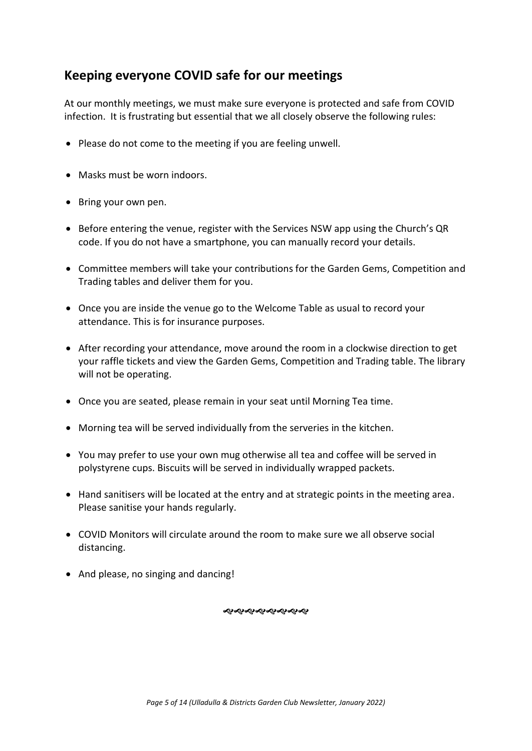## Keeping everyone COVID safe for our meetings

At our monthly meetings, we must make sure everyone is protected and safe from COVID infection. It is frustrating but essential that we all closely observe the following rules:

- Please do not come to the meeting if you are feeling unwell.
- Masks must be worn indoors.
- Bring your own pen.
- Before entering the venue, register with the Services NSW app using the Church's QR code. If you do not have a smartphone, you can manually record your details.
- Committee members will take your contributions for the Garden Gems, Competition and Trading tables and deliver them for you.
- Once you are inside the venue go to the Welcome Table as usual to record your attendance. This is for insurance purposes.
- After recording your attendance, move around the room in a clockwise direction to get your raffle tickets and view the Garden Gems, Competition and Trading table. The library will not be operating.
- Once you are seated, please remain in your seat until Morning Tea time.
- Morning tea will be served individually from the serveries in the kitchen.
- You may prefer to use your own mug otherwise all tea and coffee will be served in polystyrene cups. Biscuits will be served in individually wrapped packets.
- Hand sanitisers will be located at the entry and at strategic points in the meeting area. Please sanitise your hands regularly.
- COVID Monitors will circulate around the room to make sure we all observe social distancing.
- And please, no singing and dancing!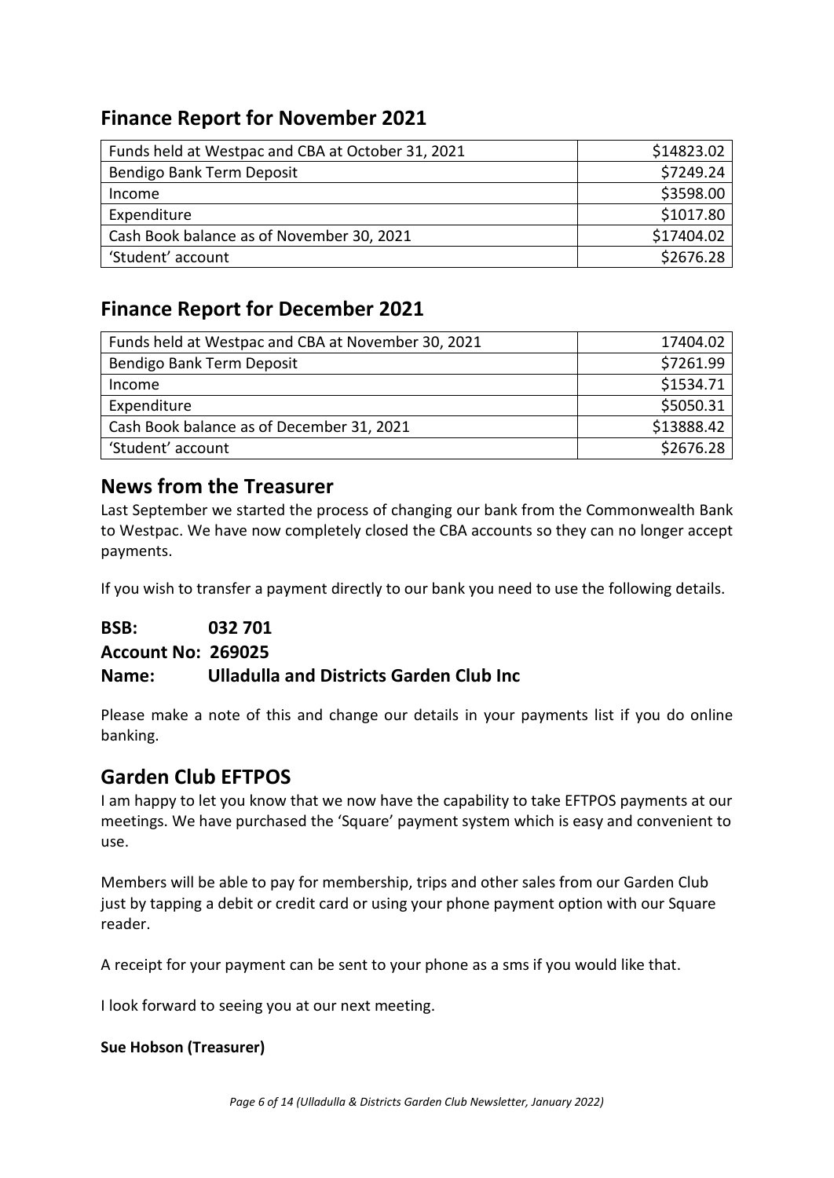## Finance Report for November 2021

| Funds held at Westpac and CBA at October 31, 2021 | $14823.02 |
|---|---:|
| Bendigo Bank Term Deposit | $7249.24 |
| Income | $3598.00 |
| Expenditure | $1017.80 |
| Cash Book balance as of November 30, 2021 | $17404.02 |
| 'Student' account | $2676.28 |

## Finance Report for December 2021

| Funds held at Westpac and CBA at November 30, 2021 | 17404.02 |
|---|---:|
| Bendigo Bank Term Deposit | $7261.99 |
| Income | $1534.71 |
| Expenditure | $5050.31 |
| Cash Book balance as of December 31, 2021 | $13888.42 |
| 'Student' account | $2676.28 |

## News from the Treasurer

Last September we started the process of changing our bank from the Commonwealth Bank to Westpac. We have now completely closed the CBA accounts so they can no longer accept payments.

If you wish to transfer a payment directly to our bank you need to use the following details.

**BSB: 032 701**
**Account No: 269025**
**Name: Ulladulla and Districts Garden Club Inc**

Please make a note of this and change our details in your payments list if you do online banking.

## Garden Club EFTPOS

I am happy to let you know that we now have the capability to take EFTPOS payments at our meetings. We have purchased the 'Square' payment system which is easy and convenient to use.

Members will be able to pay for membership, trips and other sales from our Garden Club just by tapping a debit or credit card or using your phone payment option with our Square reader.

A receipt for your payment can be sent to your phone as a sms if you would like that.

I look forward to seeing you at our next meeting.

**Sue Hobson (Treasurer)**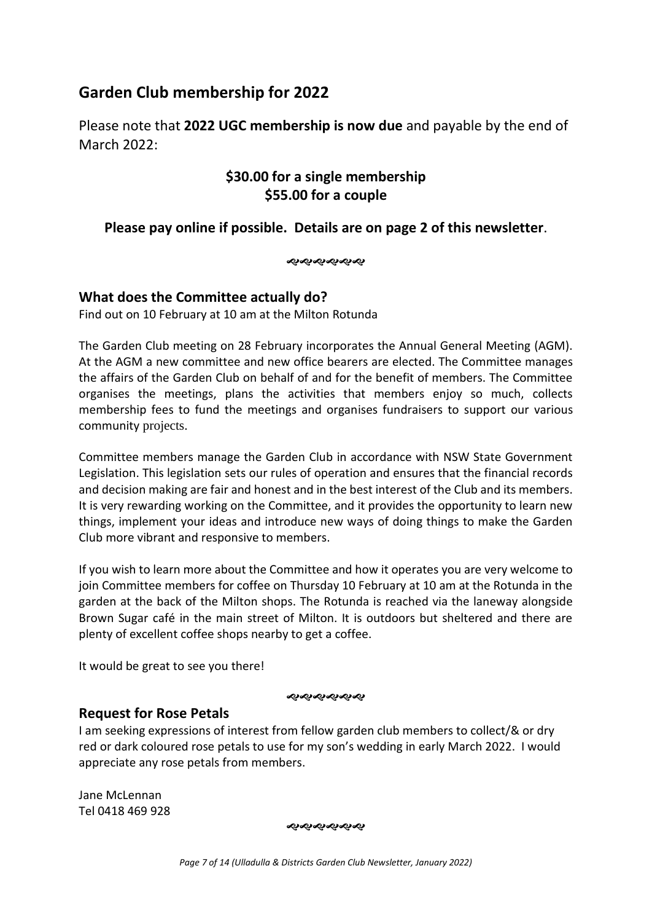## Garden Club membership for 2022

Please note that **2022 UGC membership is now due** and payable by the end of March 2022:

**$30.00 for a single membership**
**$55.00 for a couple**

**Please pay online if possible. Details are on page 2 of this newsletter**.

ళళళళళళ

### What does the Committee actually do?

Find out on 10 February at 10 am at the Milton Rotunda

The Garden Club meeting on 28 February incorporates the Annual General Meeting (AGM). At the AGM a new committee and new office bearers are elected. The Committee manages the affairs of the Garden Club on behalf of and for the benefit of members. The Committee organises the meetings, plans the activities that members enjoy so much, collects membership fees to fund the meetings and organises fundraisers to support our various community projects.

Committee members manage the Garden Club in accordance with NSW State Government Legislation. This legislation sets our rules of operation and ensures that the financial records and decision making are fair and honest and in the best interest of the Club and its members. It is very rewarding working on the Committee, and it provides the opportunity to learn new things, implement your ideas and introduce new ways of doing things to make the Garden Club more vibrant and responsive to members.

If you wish to learn more about the Committee and how it operates you are very welcome to join Committee members for coffee on Thursday 10 February at 10 am at the Rotunda in the garden at the back of the Milton shops. The Rotunda is reached via the laneway alongside Brown Sugar café in the main street of Milton. It is outdoors but sheltered and there are plenty of excellent coffee shops nearby to get a coffee.

It would be great to see you there!

ళళళళళళ

### Request for Rose Petals

I am seeking expressions of interest from fellow garden club members to collect/& or dry red or dark coloured rose petals to use for my son's wedding in early March 2022. I would appreciate any rose petals from members.

Jane McLennan
Tel 0418 469 928

ళళళళళళ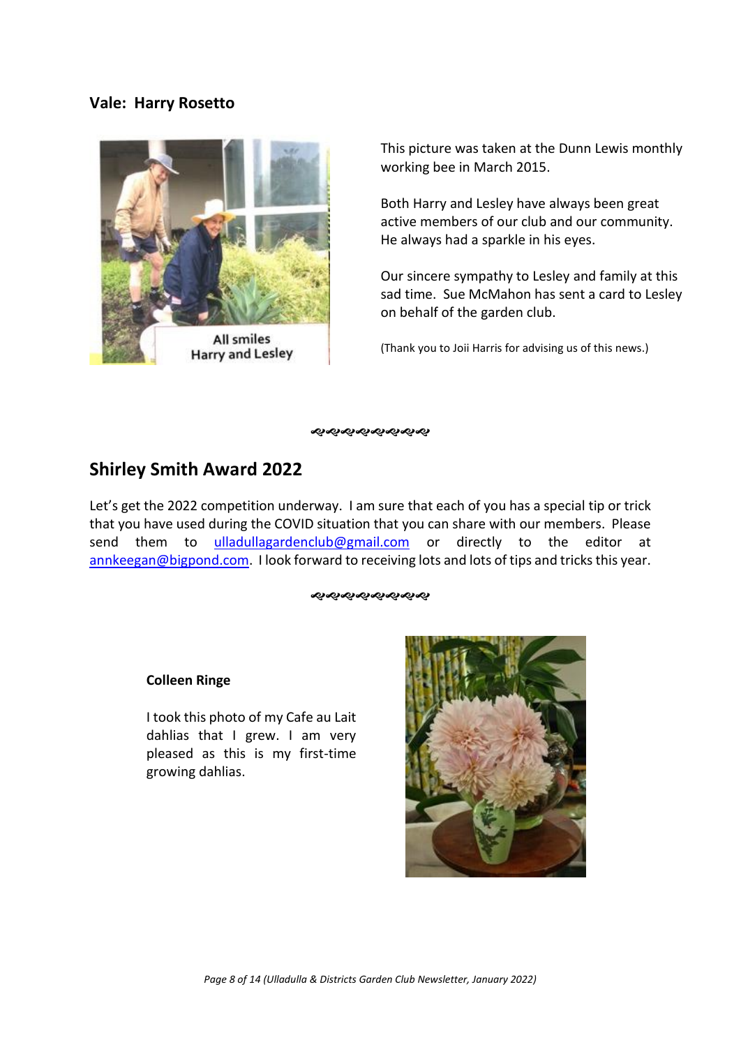### Vale: Harry Rosetto

All smiles
Harry and Lesley

This picture was taken at the Dunn Lewis monthly working bee in March 2015.

Both Harry and Lesley have always been great active members of our club and our community. He always had a sparkle in his eyes.

Our sincere sympathy to Lesley and family at this sad time. Sue McMahon has sent a card to Lesley on behalf of the garden club.

(Thank you to Joii Harris for advising us of this news.)

## Shirley Smith Award 2022

Let's get the 2022 competition underway. I am sure that each of you has a special tip or trick that you have used during the COVID situation that you can share with our members. Please send them to ulladullagardenclub@gmail.com or directly to the editor at annkeegan@bigpond.com. I look forward to receiving lots and lots of tips and tricks this year.

**Colleen Ringe**

I took this photo of my Cafe au Lait dahlias that I grew. I am very pleased as this is my first-time growing dahlias.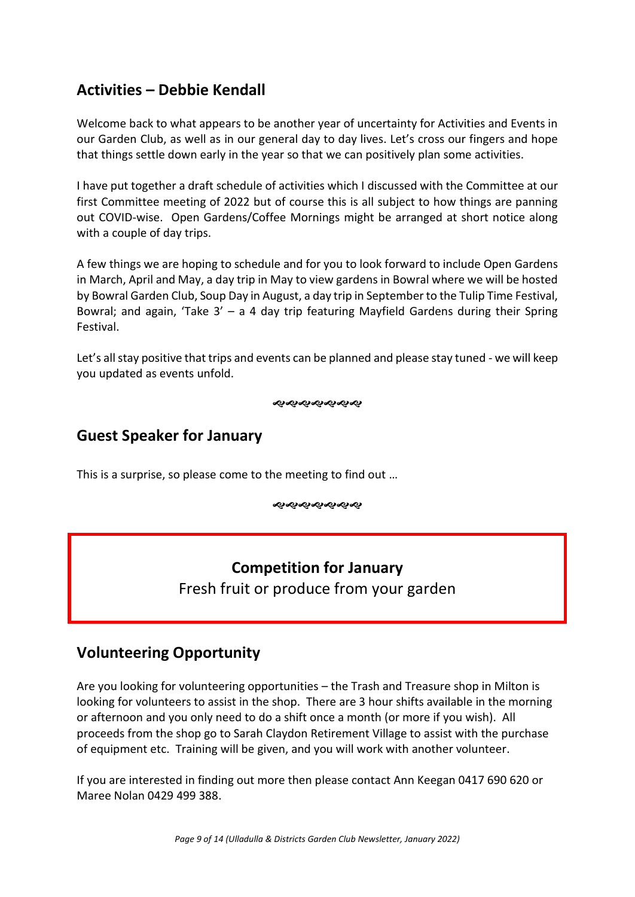## Activities – Debbie Kendall

Welcome back to what appears to be another year of uncertainty for Activities and Events in our Garden Club, as well as in our general day to day lives. Let's cross our fingers and hope that things settle down early in the year so that we can positively plan some activities.

I have put together a draft schedule of activities which I discussed with the Committee at our first Committee meeting of 2022 but of course this is all subject to how things are panning out COVID-wise. Open Gardens/Coffee Mornings might be arranged at short notice along with a couple of day trips.

A few things we are hoping to schedule and for you to look forward to include Open Gardens in March, April and May, a day trip in May to view gardens in Bowral where we will be hosted by Bowral Garden Club, Soup Day in August, a day trip in September to the Tulip Time Festival, Bowral; and again, 'Take 3' – a 4 day trip featuring Mayfield Gardens during their Spring Festival.

Let's all stay positive that trips and events can be planned and please stay tuned - we will keep you updated as events unfold.

## Guest Speaker for January

This is a surprise, so please come to the meeting to find out …

**Competition for January**

Fresh fruit or produce from your garden

## Volunteering Opportunity

Are you looking for volunteering opportunities – the Trash and Treasure shop in Milton is looking for volunteers to assist in the shop. There are 3 hour shifts available in the morning or afternoon and you only need to do a shift once a month (or more if you wish). All proceeds from the shop go to Sarah Claydon Retirement Village to assist with the purchase of equipment etc. Training will be given, and you will work with another volunteer.

If you are interested in finding out more then please contact Ann Keegan 0417 690 620 or Maree Nolan 0429 499 388.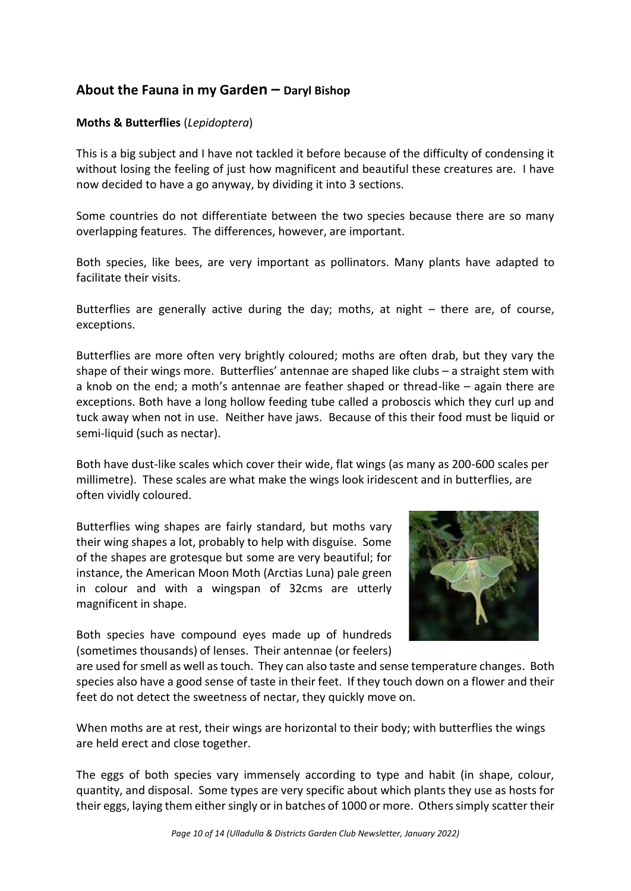## About the Fauna in my Garden – Daryl Bishop

**Moths & Butterflies** (*Lepidoptera*)

This is a big subject and I have not tackled it before because of the difficulty of condensing it without losing the feeling of just how magnificent and beautiful these creatures are. I have now decided to have a go anyway, by dividing it into 3 sections.

Some countries do not differentiate between the two species because there are so many overlapping features. The differences, however, are important.

Both species, like bees, are very important as pollinators. Many plants have adapted to facilitate their visits.

Butterflies are generally active during the day; moths, at night – there are, of course, exceptions.

Butterflies are more often very brightly coloured; moths are often drab, but they vary the shape of their wings more. Butterflies' antennae are shaped like clubs – a straight stem with a knob on the end; a moth's antennae are feather shaped or thread-like – again there are exceptions. Both have a long hollow feeding tube called a proboscis which they curl up and tuck away when not in use. Neither have jaws. Because of this their food must be liquid or semi-liquid (such as nectar).

Both have dust-like scales which cover their wide, flat wings (as many as 200-600 scales per millimetre). These scales are what make the wings look iridescent and in butterflies, are often vividly coloured.

Butterflies wing shapes are fairly standard, but moths vary their wing shapes a lot, probably to help with disguise. Some of the shapes are grotesque but some are very beautiful; for instance, the American Moon Moth (Arctias Luna) pale green in colour and with a wingspan of 32cms are utterly magnificent in shape.

Both species have compound eyes made up of hundreds (sometimes thousands) of lenses. Their antennae (or feelers) are used for smell as well as touch. They can also taste and sense temperature changes. Both species also have a good sense of taste in their feet. If they touch down on a flower and their feet do not detect the sweetness of nectar, they quickly move on.

When moths are at rest, their wings are horizontal to their body; with butterflies the wings are held erect and close together.

The eggs of both species vary immensely according to type and habit (in shape, colour, quantity, and disposal. Some types are very specific about which plants they use as hosts for their eggs, laying them either singly or in batches of 1000 or more. Others simply scatter their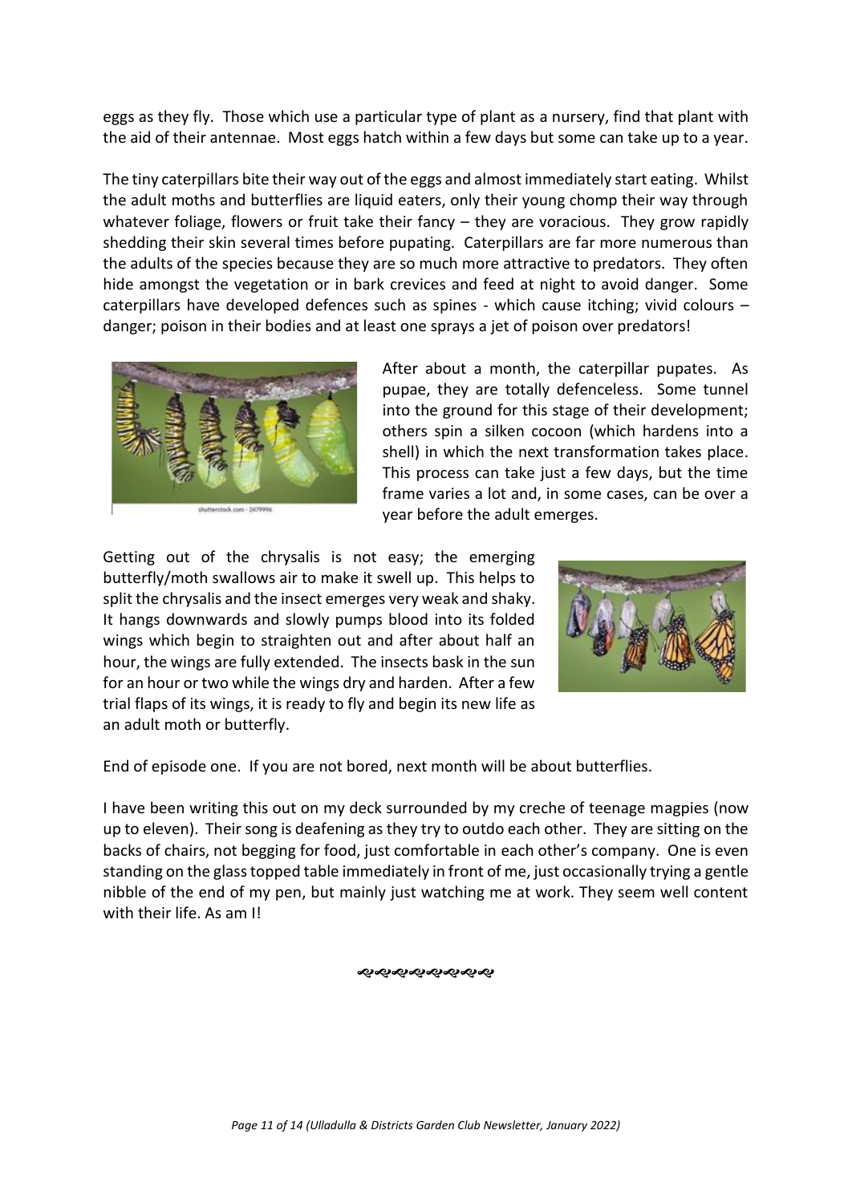eggs as they fly. Those which use a particular type of plant as a nursery, find that plant with the aid of their antennae. Most eggs hatch within a few days but some can take up to a year.

The tiny caterpillars bite their way out of the eggs and almost immediately start eating. Whilst the adult moths and butterflies are liquid eaters, only their young chomp their way through whatever foliage, flowers or fruit take their fancy – they are voracious. They grow rapidly shedding their skin several times before pupating. Caterpillars are far more numerous than the adults of the species because they are so much more attractive to predators. They often hide amongst the vegetation or in bark crevices and feed at night to avoid danger. Some caterpillars have developed defences such as spines - which cause itching; vivid colours – danger; poison in their bodies and at least one sprays a jet of poison over predators!

After about a month, the caterpillar pupates. As pupae, they are totally defenceless. Some tunnel into the ground for this stage of their development; others spin a silken cocoon (which hardens into a shell) in which the next transformation takes place. This process can take just a few days, but the time frame varies a lot and, in some cases, can be over a year before the adult emerges.

Getting out of the chrysalis is not easy; the emerging butterfly/moth swallows air to make it swell up. This helps to split the chrysalis and the insect emerges very weak and shaky. It hangs downwards and slowly pumps blood into its folded wings which begin to straighten out and after about half an hour, the wings are fully extended. The insects bask in the sun for an hour or two while the wings dry and harden. After a few trial flaps of its wings, it is ready to fly and begin its new life as an adult moth or butterfly.

End of episode one. If you are not bored, next month will be about butterflies.

I have been writing this out on my deck surrounded by my creche of teenage magpies (now up to eleven). Their song is deafening as they try to outdo each other. They are sitting on the backs of chairs, not begging for food, just comfortable in each other's company. One is even standing on the glass topped table immediately in front of me, just occasionally trying a gentle nibble of the end of my pen, but mainly just watching me at work. They seem well content with their life. As am I!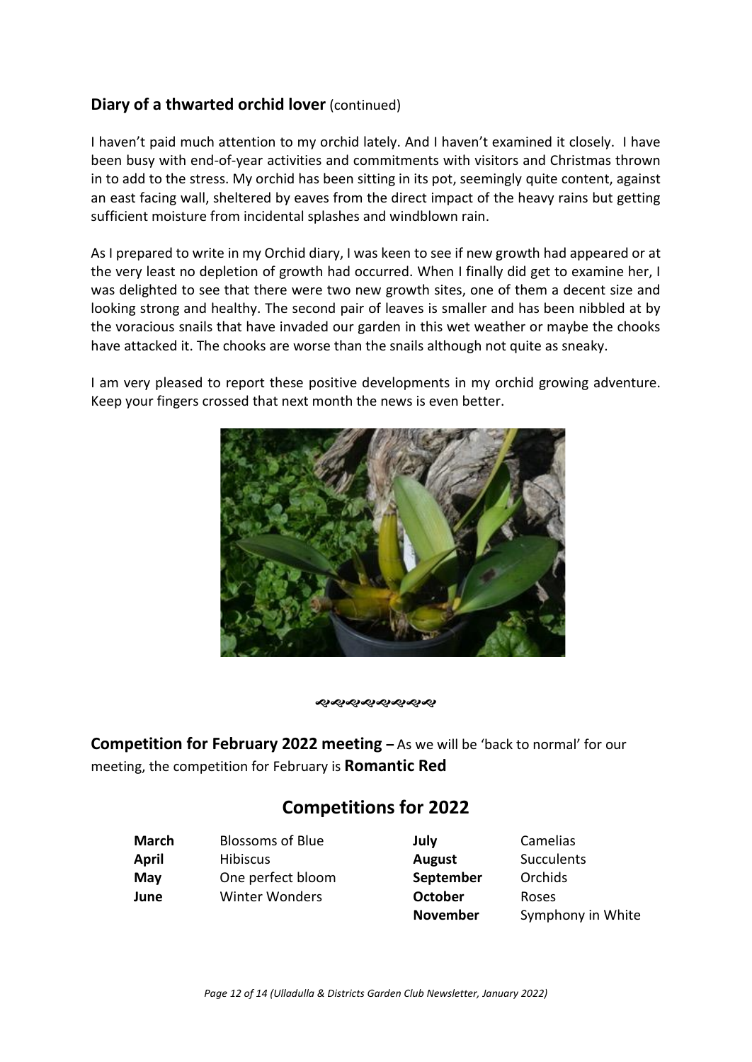## Diary of a thwarted orchid lover (continued)

I haven't paid much attention to my orchid lately. And I haven't examined it closely. I have been busy with end-of-year activities and commitments with visitors and Christmas thrown in to add to the stress. My orchid has been sitting in its pot, seemingly quite content, against an east facing wall, sheltered by eaves from the direct impact of the heavy rains but getting sufficient moisture from incidental splashes and windblown rain.

As I prepared to write in my Orchid diary, I was keen to see if new growth had appeared or at the very least no depletion of growth had occurred. When I finally did get to examine her, I was delighted to see that there were two new growth sites, one of them a decent size and looking strong and healthy. The second pair of leaves is smaller and has been nibbled at by the voracious snails that have invaded our garden in this wet weather or maybe the chooks have attacked it. The chooks are worse than the snails although not quite as sneaky.

I am very pleased to report these positive developments in my orchid growing adventure. Keep your fingers crossed that next month the news is even better.

**Competition for February 2022 meeting –** As we will be 'back to normal' for our meeting, the competition for February is **Romantic Red**

## Competitions for 2022

| | | | |
|---|---|---|---|
| **March** | Blossoms of Blue | **July** | Camelias |
| **April** | Hibiscus | **August** | Succulents |
| **May** | One perfect bloom | **September** | Orchids |
| **June** | Winter Wonders | **October** | Roses |
| | | **November** | Symphony in White |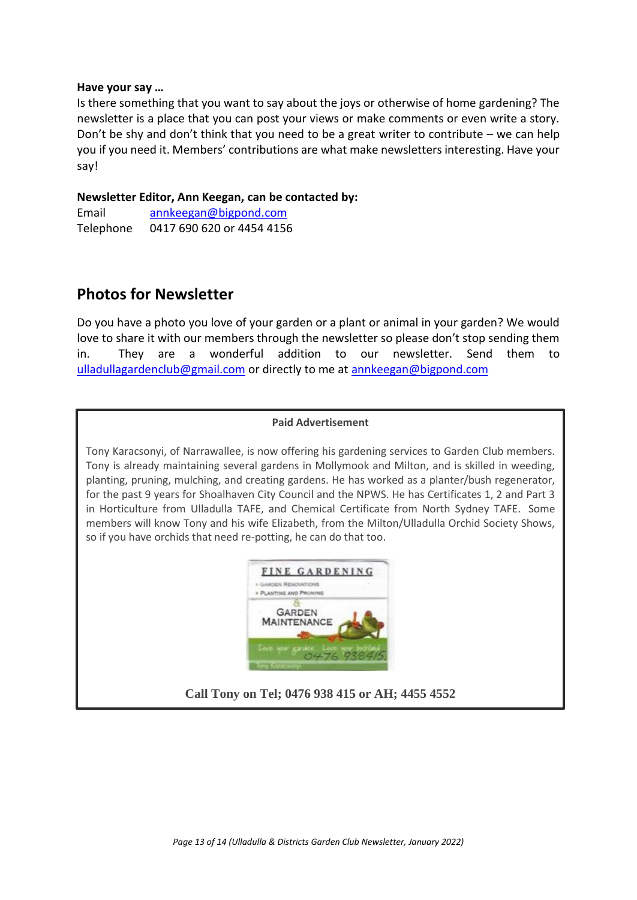**Have your say …**

Is there something that you want to say about the joys or otherwise of home gardening? The newsletter is a place that you can post your views or make comments or even write a story. Don't be shy and don't think that you need to be a great writer to contribute – we can help you if you need it. Members' contributions are what make newsletters interesting. Have your say!

**Newsletter Editor, Ann Keegan, can be contacted by:**

Email annkeegan@bigpond.com
Telephone 0417 690 620 or 4454 4156

## Photos for Newsletter

Do you have a photo you love of your garden or a plant or animal in your garden? We would love to share it with our members through the newsletter so please don't stop sending them in. They are a wonderful addition to our newsletter. Send them to ulladullagardenclub@gmail.com or directly to me at annkeegan@bigpond.com

**Paid Advertisement**

Tony Karacsonyi, of Narrawallee, is now offering his gardening services to Garden Club members. Tony is already maintaining several gardens in Mollymook and Milton, and is skilled in weeding, planting, pruning, mulching, and creating gardens. He has worked as a planter/bush regenerator, for the past 9 years for Shoalhaven City Council and the NPWS. He has Certificates 1, 2 and Part 3 in Horticulture from Ulladulla TAFE, and Chemical Certificate from North Sydney TAFE. Some members will know Tony and his wife Elizabeth, from the Milton/Ulladulla Orchid Society Shows, so if you have orchids that need re-potting, he can do that too.

FINE GARDENING
- GARDEN RENOVATIONS
- PLANTING AND PRUNING

& GARDEN MAINTENANCE

Love your garden. Love your bushland. 0476 938415

Tony Karacsonyi

**Call Tony on Tel; 0476 938 415 or AH; 4455 4552**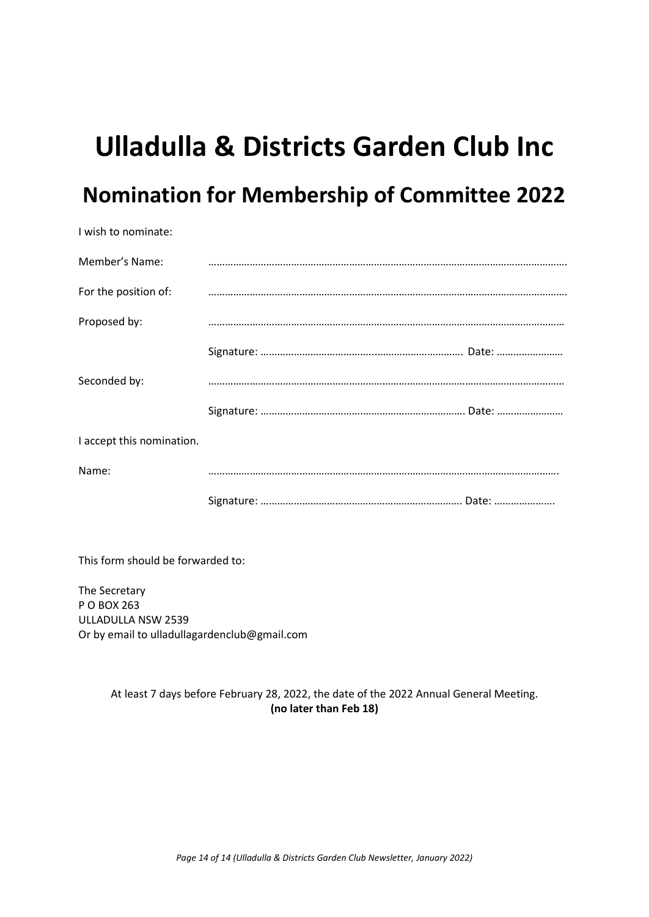# Ulladulla & Districts Garden Club Inc

## Nomination for Membership of Committee 2022

I wish to nominate:

Member's Name: ………………………………………………………………………………………………………………

For the position of: ………………………………………………………………………………………………………………

Proposed by: ………………………………………………………………………………………………………………

Signature: ……………………………………..……………………………. Date: ……………………

Seconded by: ………………………………………………………………………………………………………………

Signature: ………………………………………………………………. Date: ……………………

I accept this nomination.

Name: ……………………………………………………………………………………………………………

Signature: ……………………………………………………………. Date: ………………….

This form should be forwarded to:

The Secretary  
P O BOX 263  
ULLADULLA NSW 2539  
Or by email to ulladullagardenclub@gmail.com

At least 7 days before February 28, 2022, the date of the 2022 Annual General Meeting.  
**(no later than Feb 18)**